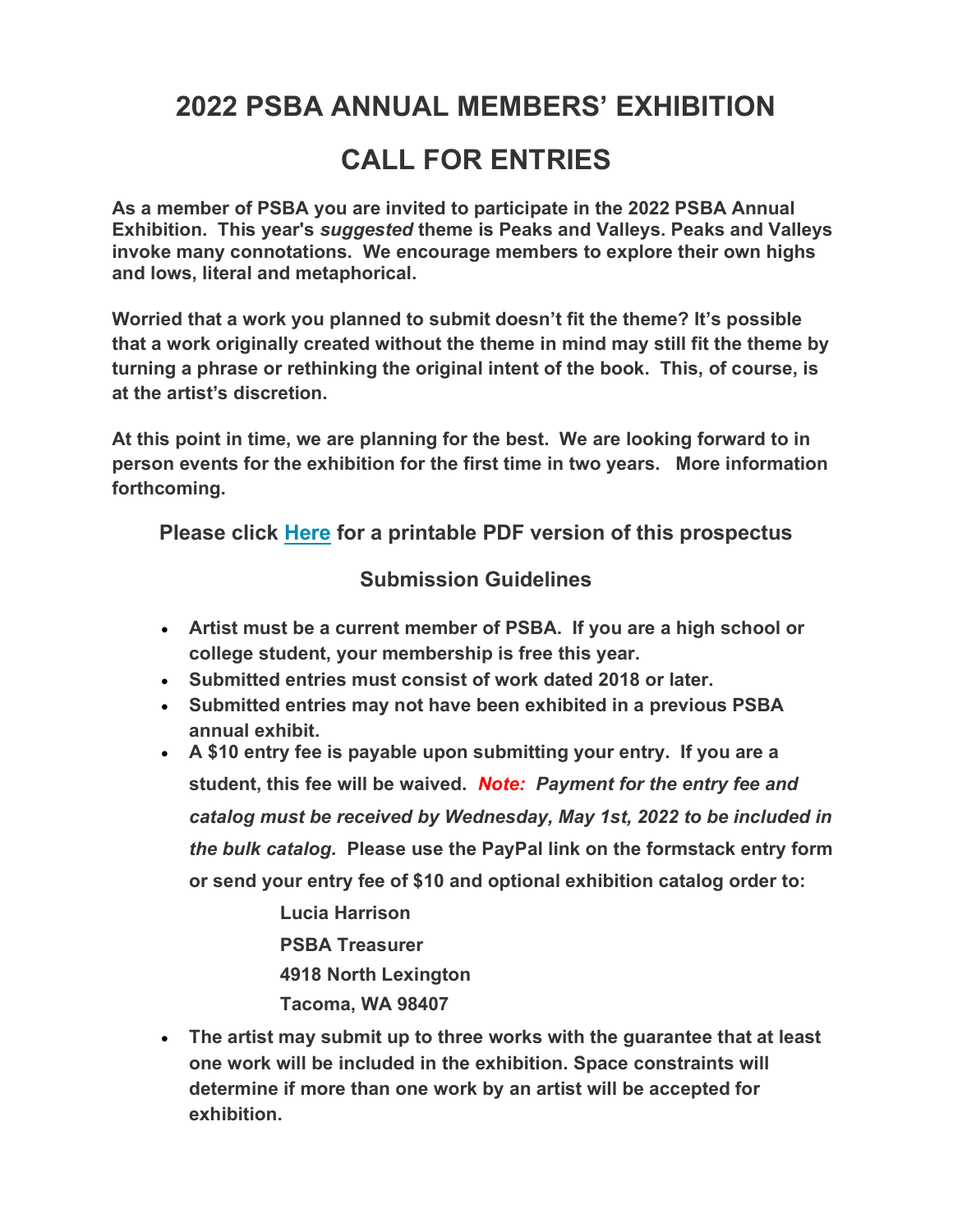# 2022 PSBA ANNUAL MEMBERS' EXHIBITION

# CALL FOR ENTRIES

**As a member of PSBA you are invited to participate in the 2022 PSBA Annual Exhibition. This year's *suggested* theme is Peaks and Valleys. Peaks and Valleys invoke many connotations. We encourage members to explore their own highs and lows, literal and metaphorical.**

**Worried that a work you planned to submit doesn't fit the theme? It's possible that a work originally created without the theme in mind may still fit the theme by turning a phrase or rethinking the original intent of the book. This, of course, is at the artist's discretion.**

**At this point in time, we are planning for the best. We are looking forward to in person events for the exhibition for the first time in two years. More information forthcoming.**

**Please click [Here] for a printable PDF version of this prospectus**

## Submission Guidelines

- **Artist must be a current member of PSBA. If you are a high school or college student, your membership is free this year.**
- **Submitted entries must consist of work dated 2018 or later.**
- **Submitted entries may not have been exhibited in a previous PSBA annual exhibit.**
- **A $10 entry fee is payable upon submitting your entry. If you are a student, this fee will be waived.** ***Note: Payment for the entry fee and catalog must be received by Wednesday, May 1st, 2022 to be included in the bulk catalog.*** **Please use the PayPal link on the formstack entry form or send your entry fee of $10 and optional exhibition catalog order to:**

  **Lucia Harrison**
  **PSBA Treasurer**
  **4918 North Lexington**
  **Tacoma, WA 98407**

- **The artist may submit up to three works with the guarantee that at least one work will be included in the exhibition. Space constraints will determine if more than one work by an artist will be accepted for exhibition.**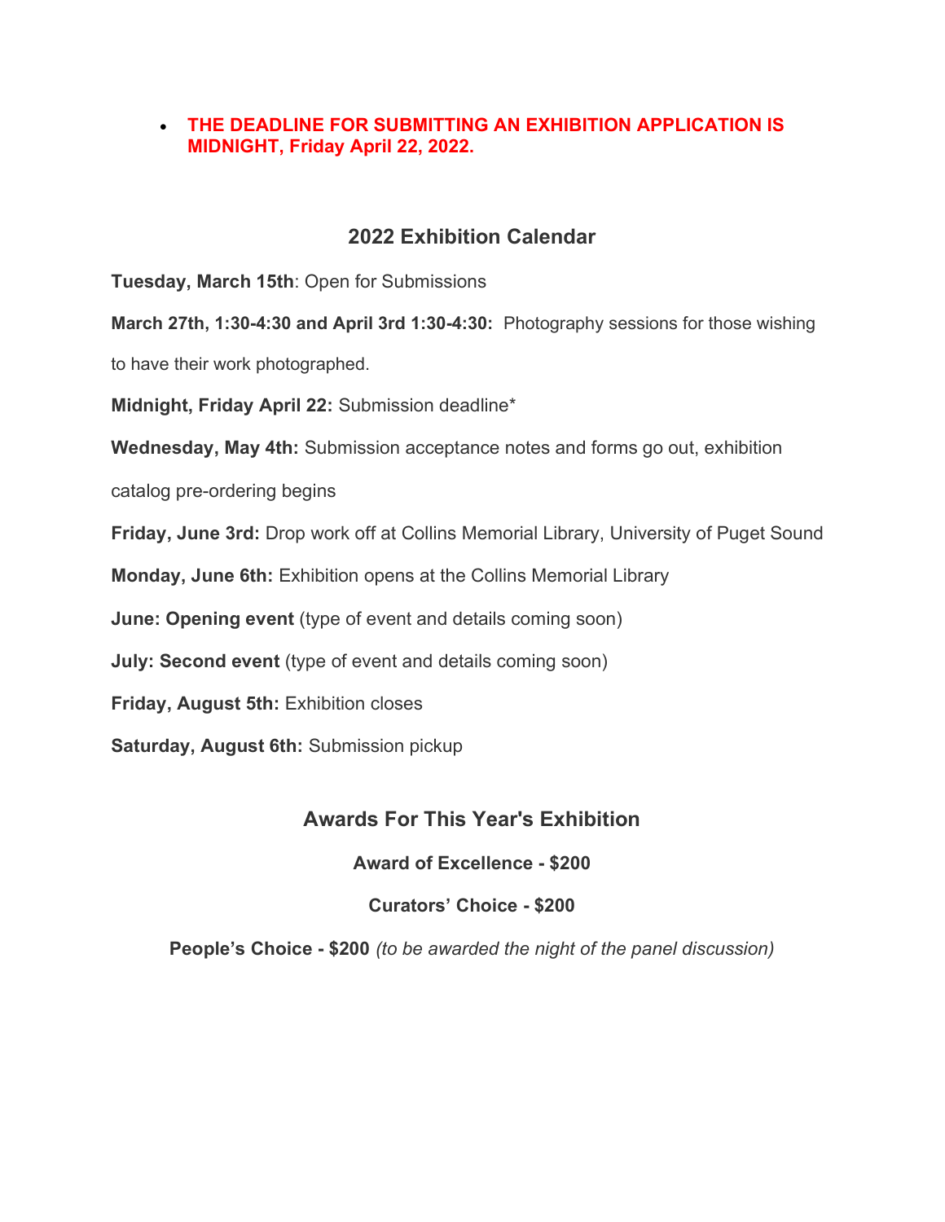- **THE DEADLINE FOR SUBMITTING AN EXHIBITION APPLICATION IS MIDNIGHT, Friday April 22, 2022.**

## 2022 Exhibition Calendar

**Tuesday, March 15th**: Open for Submissions

**March 27th, 1:30-4:30 and April 3rd 1:30-4:30:** Photography sessions for those wishing to have their work photographed.

**Midnight, Friday April 22:** Submission deadline*

**Wednesday, May 4th:** Submission acceptance notes and forms go out, exhibition catalog pre-ordering begins

**Friday, June 3rd:** Drop work off at Collins Memorial Library, University of Puget Sound

**Monday, June 6th:** Exhibition opens at the Collins Memorial Library

**June: Opening event** (type of event and details coming soon)

**July: Second event** (type of event and details coming soon)

**Friday, August 5th:** Exhibition closes

**Saturday, August 6th:** Submission pickup

## Awards For This Year's Exhibition

**Award of Excellence - $200**

**Curators' Choice - $200**

**People's Choice - $200** *(to be awarded the night of the panel discussion)*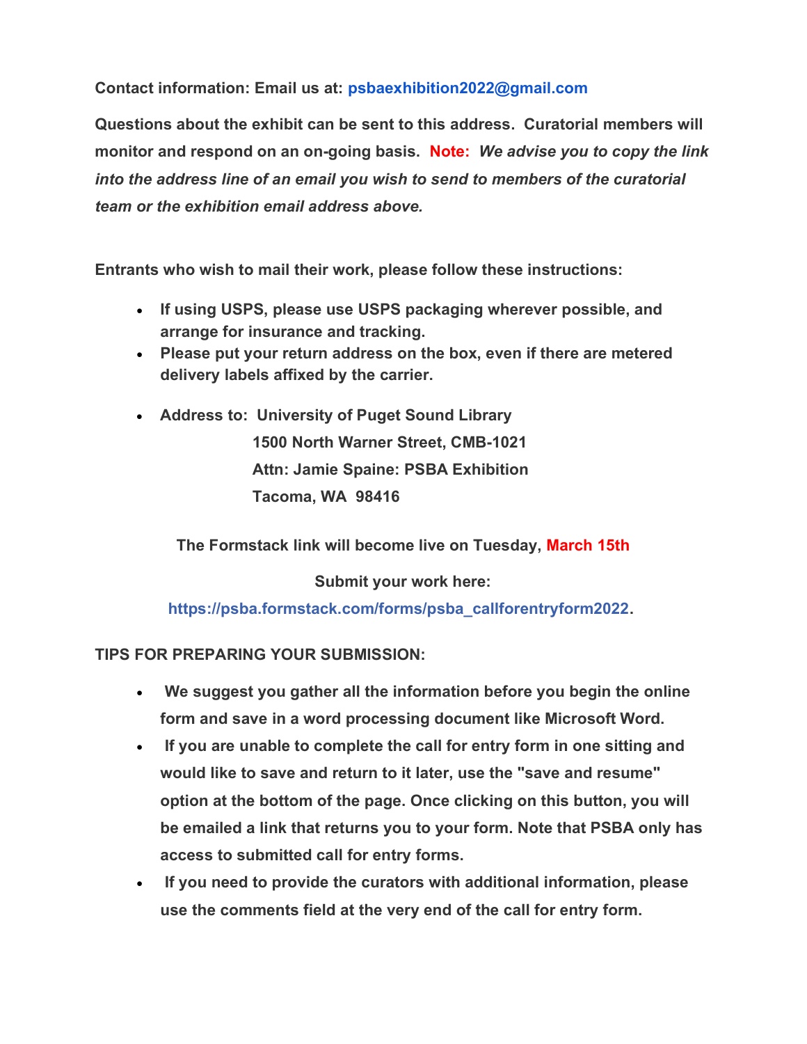**Contact information: Email us at: psbaexhibition2022@gmail.com**

**Questions about the exhibit can be sent to this address. Curatorial members will monitor and respond on an on-going basis. Note:** ***We advise you to copy the link into the address line of an email you wish to send to members of the curatorial team or the exhibition email address above.***

**Entrants who wish to mail their work, please follow these instructions:**

- **If using USPS, please use USPS packaging wherever possible, and arrange for insurance and tracking.**
- **Please put your return address on the box, even if there are metered delivery labels affixed by the carrier.**
- **Address to: University of Puget Sound Library**
  **1500 North Warner Street, CMB-1021**
  **Attn: Jamie Spaine: PSBA Exhibition**
  **Tacoma, WA 98416**

**The Formstack link will become live on Tuesday, March 15th**

**Submit your work here:**

**https://psba.formstack.com/forms/psba_callforentryform2022.**

**TIPS FOR PREPARING YOUR SUBMISSION:**

- **We suggest you gather all the information before you begin the online form and save in a word processing document like Microsoft Word.**
- **If you are unable to complete the call for entry form in one sitting and would like to save and return to it later, use the "save and resume" option at the bottom of the page. Once clicking on this button, you will be emailed a link that returns you to your form. Note that PSBA only has access to submitted call for entry forms.**
- **If you need to provide the curators with additional information, please use the comments field at the very end of the call for entry form.**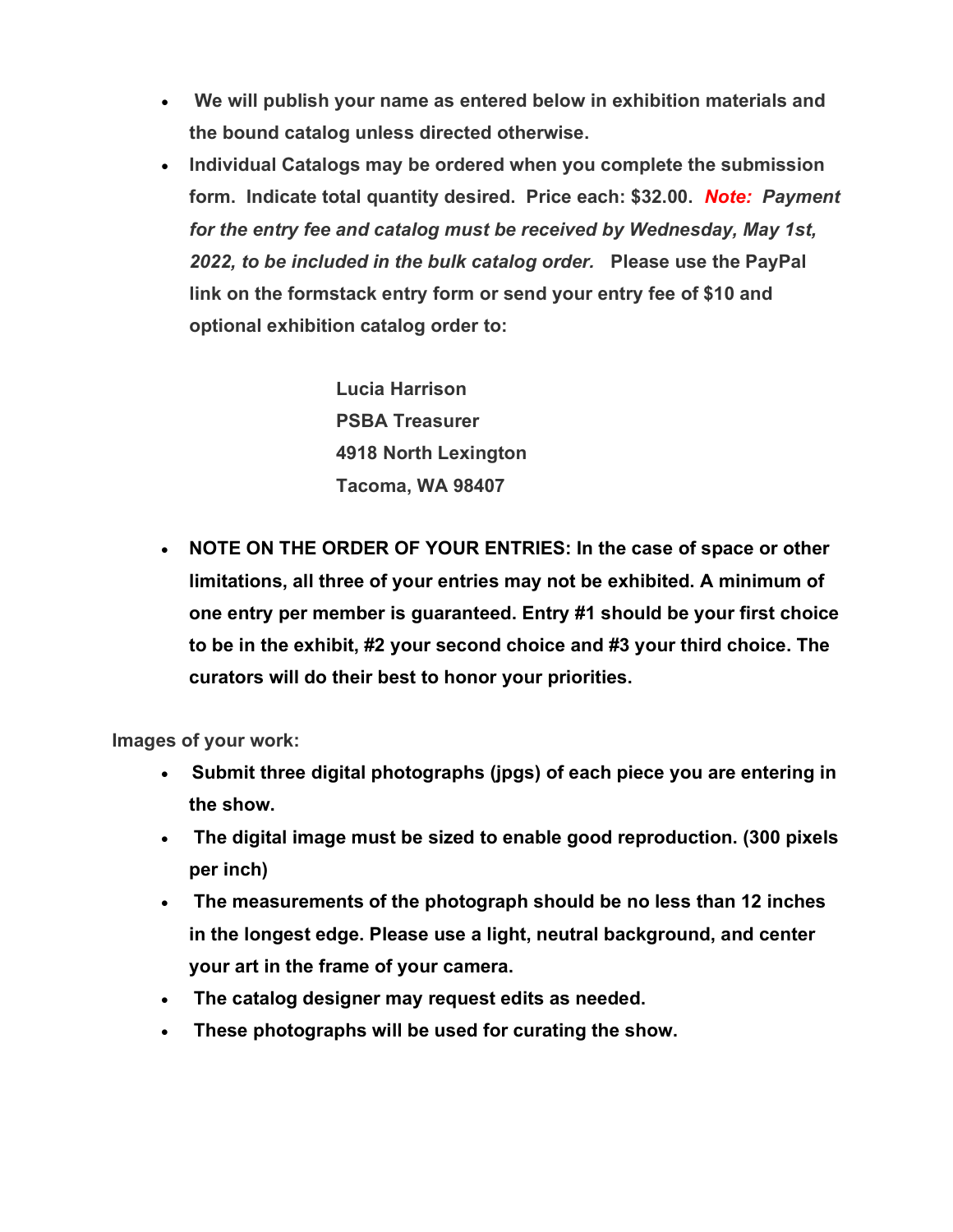- **We will publish your name as entered below in exhibition materials and the bound catalog unless directed otherwise.**
- **Individual Catalogs may be ordered when you complete the submission form. Indicate total quantity desired. Price each: $32.00.** ***Note: Payment for the entry fee and catalog must be received by Wednesday, May 1st, 2022, to be included in the bulk catalog order.*** **Please use the PayPal link on the formstack entry form or send your entry fee of $10 and optional exhibition catalog order to:**

  **Lucia Harrison**
  **PSBA Treasurer**
  **4918 North Lexington**
  **Tacoma, WA 98407**

- **NOTE ON THE ORDER OF YOUR ENTRIES: In the case of space or other limitations, all three of your entries may not be exhibited. A minimum of one entry per member is guaranteed. Entry #1 should be your first choice to be in the exhibit, #2 your second choice and #3 your third choice. The curators will do their best to honor your priorities.**

**Images of your work:**

- **Submit three digital photographs (jpgs) of each piece you are entering in the show.**
- **The digital image must be sized to enable good reproduction. (300 pixels per inch)**
- **The measurements of the photograph should be no less than 12 inches in the longest edge. Please use a light, neutral background, and center your art in the frame of your camera.**
- **The catalog designer may request edits as needed.**
- **These photographs will be used for curating the show.**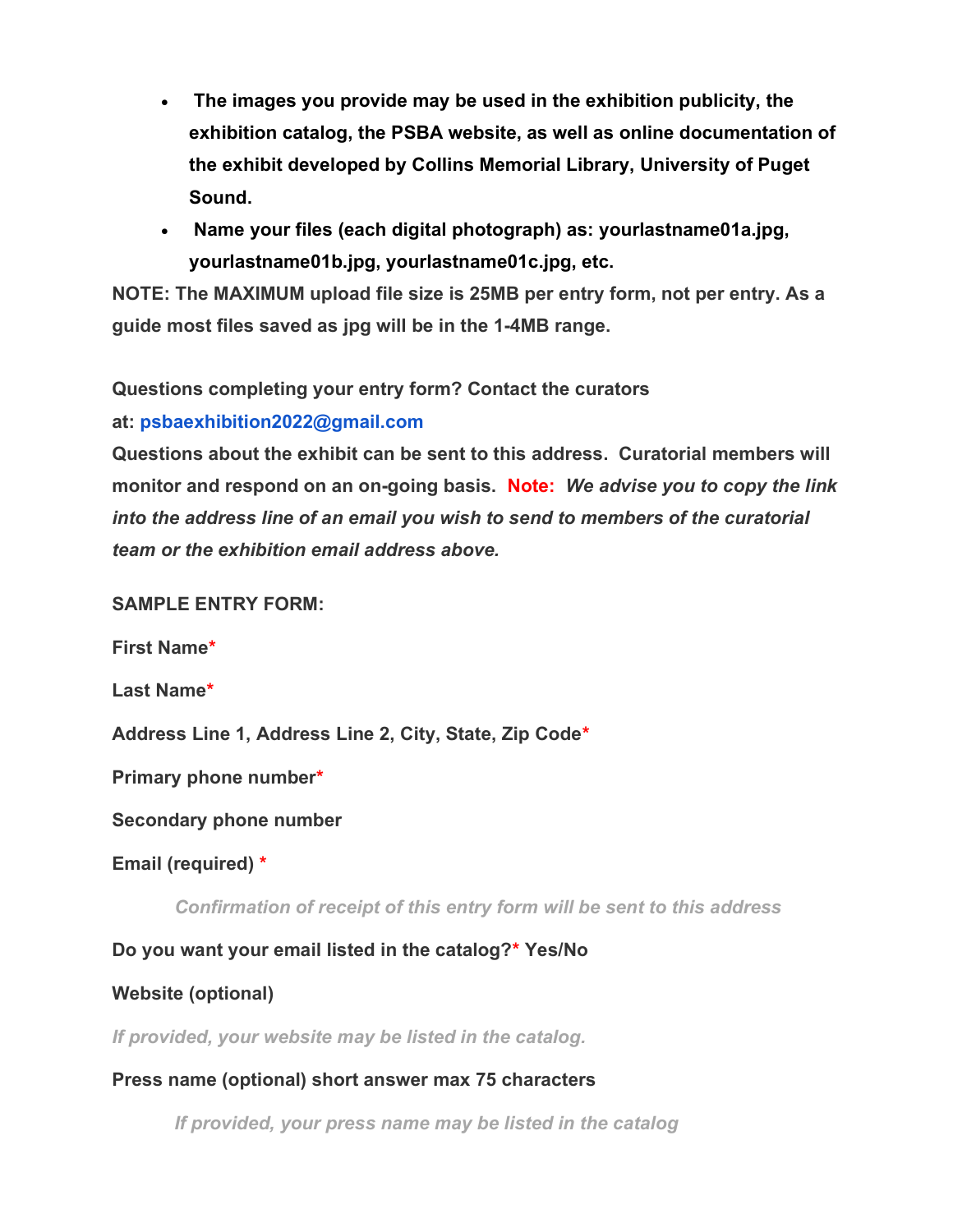- **The images you provide may be used in the exhibition publicity, the exhibition catalog, the PSBA website, as well as online documentation of the exhibit developed by Collins Memorial Library, University of Puget Sound.**
- **Name your files (each digital photograph) as: yourlastname01a.jpg, yourlastname01b.jpg, yourlastname01c.jpg, etc.**

**NOTE: The MAXIMUM upload file size is 25MB per entry form, not per entry. As a guide most files saved as jpg will be in the 1-4MB range.**

**Questions completing your entry form? Contact the curators at: psbaexhibition2022@gmail.com**

**Questions about the exhibit can be sent to this address. Curatorial members will monitor and respond on an on-going basis. Note: *We advise you to copy the link into the address line of an email you wish to send to members of the curatorial team or the exhibition email address above.***

**SAMPLE ENTRY FORM:**

**First Name***

**Last Name***

**Address Line 1, Address Line 2, City, State, Zip Code***

**Primary phone number***

**Secondary phone number**

**Email (required) ***

*Confirmation of receipt of this entry form will be sent to this address*

**Do you want your email listed in the catalog?* Yes/No**

**Website (optional)**

*If provided, your website may be listed in the catalog.*

**Press name (optional) short answer max 75 characters**

*If provided, your press name may be listed in the catalog*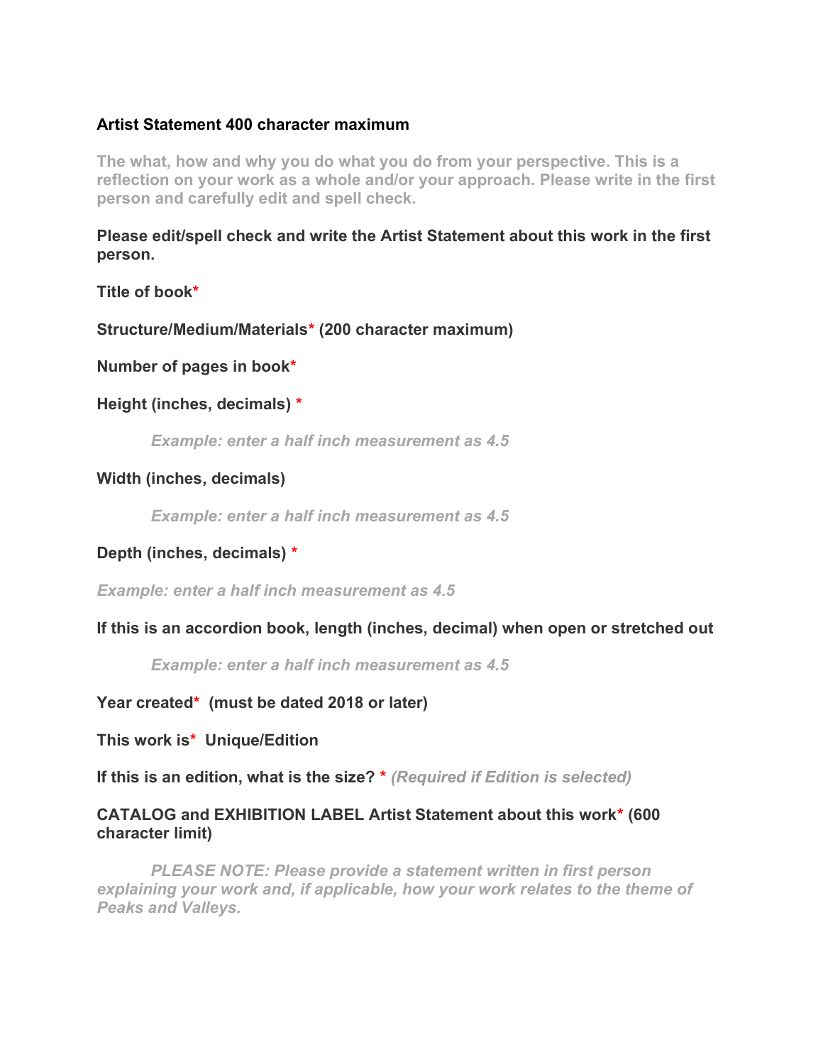**Artist Statement 400 character maximum**

**The what, how and why you do what you do from your perspective. This is a reflection on your work as a whole and/or your approach. Please write in the first person and carefully edit and spell check.**

**Please edit/spell check and write the Artist Statement about this work in the first person.**

**Title of book***

**Structure/Medium/Materials* (200 character maximum)**

**Number of pages in book***

**Height (inches, decimals) ***

> ***Example: enter a half inch measurement as 4.5***

**Width (inches, decimals)**

> ***Example: enter a half inch measurement as 4.5***

**Depth (inches, decimals) ***

***Example: enter a half inch measurement as 4.5***

**If this is an accordion book, length (inches, decimal) when open or stretched out**

> ***Example: enter a half inch measurement as 4.5***

**Year created* (must be dated 2018 or later)**

**This work is* Unique/Edition**

**If this is an edition, what is the size? *** ***(Required if Edition is selected)***

**CATALOG and EXHIBITION LABEL Artist Statement about this work* (600 character limit)**

***PLEASE NOTE: Please provide a statement written in first person explaining your work and, if applicable, how your work relates to the theme of Peaks and Valleys.***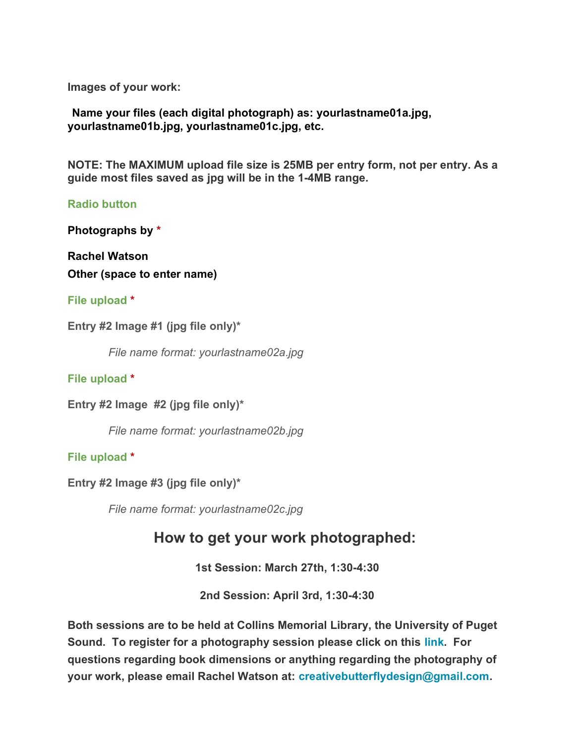**Images of your work:**

**Name your files (each digital photograph) as: yourlastname01a.jpg, yourlastname01b.jpg, yourlastname01c.jpg, etc.**

**NOTE: The MAXIMUM upload file size is 25MB per entry form, not per entry. As a guide most files saved as jpg will be in the 1-4MB range.**

**Radio button**

**Photographs by** *

**Rachel Watson**

**Other (space to enter name)**

**File upload** *

**Entry #2 Image #1 (jpg file only)***

*File name format: yourlastname02a.jpg*

**File upload** *

**Entry #2 Image #2 (jpg file only)***

*File name format: yourlastname02b.jpg*

**File upload** *

**Entry #2 Image #3 (jpg file only)***

*File name format: yourlastname02c.jpg*

## How to get your work photographed:

**1st Session: March 27th, 1:30-4:30**

**2nd Session: April 3rd, 1:30-4:30**

**Both sessions are to be held at Collins Memorial Library, the University of Puget Sound. To register for a photography session please click on this link. For questions regarding book dimensions or anything regarding the photography of your work, please email Rachel Watson at: creativebutterflydesign@gmail.com.**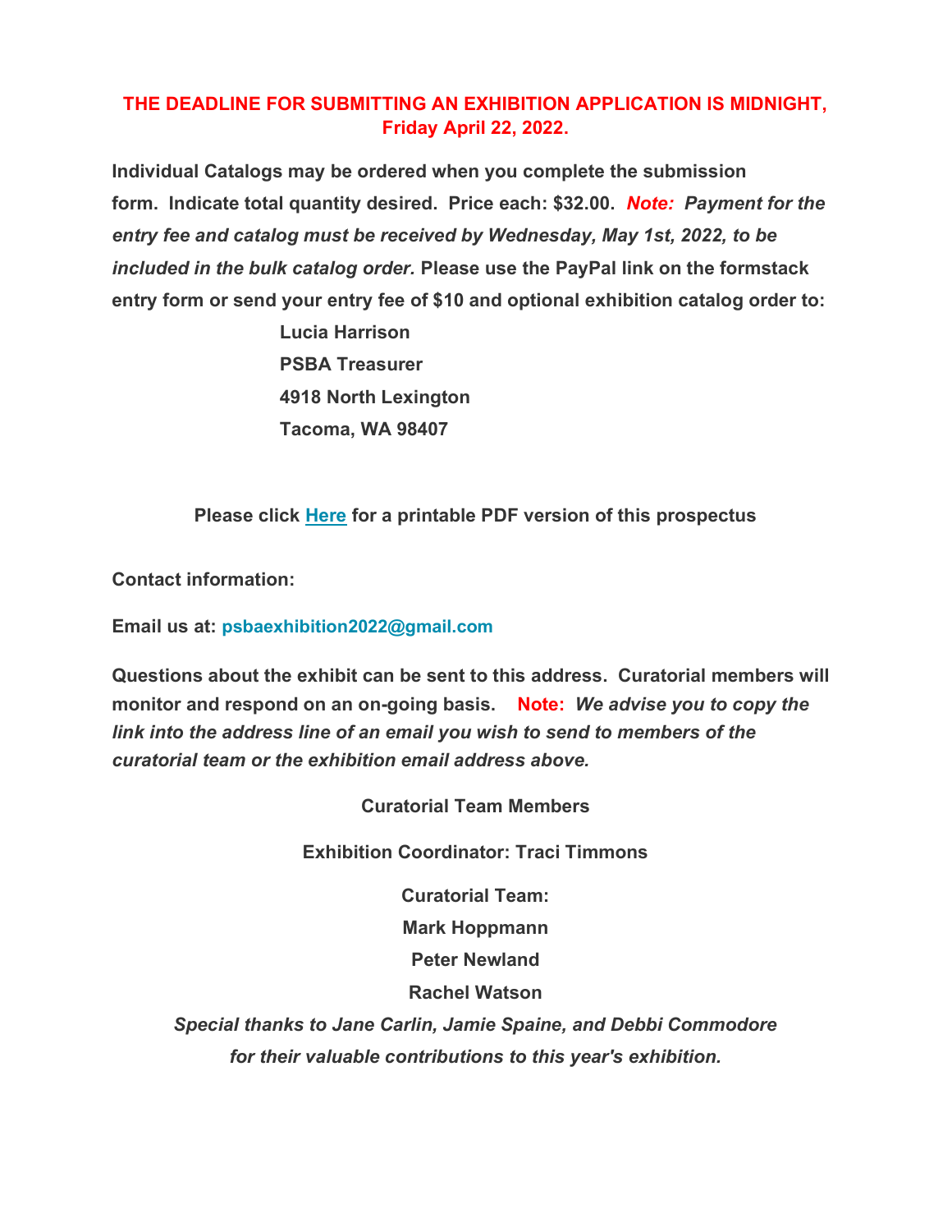**THE DEADLINE FOR SUBMITTING AN EXHIBITION APPLICATION IS MIDNIGHT, Friday April 22, 2022.**

**Individual Catalogs may be ordered when you complete the submission form. Indicate total quantity desired. Price each: $32.00.** ***Note: Payment for the entry fee and catalog must be received by Wednesday, May 1st, 2022, to be included in the bulk catalog order.*** **Please use the PayPal link on the formstack entry form or send your entry fee of $10 and optional exhibition catalog order to:**

**Lucia Harrison**
**PSBA Treasurer**
**4918 North Lexington**
**Tacoma, WA 98407**

**Please click Here for a printable PDF version of this prospectus**

**Contact information:**

**Email us at: psbaexhibition2022@gmail.com**

**Questions about the exhibit can be sent to this address. Curatorial members will monitor and respond on an on-going basis. Note:** ***We advise you to copy the link into the address line of an email you wish to send to members of the curatorial team or the exhibition email address above.***

**Curatorial Team Members**

**Exhibition Coordinator: Traci Timmons**

**Curatorial Team:**
**Mark Hoppmann**
**Peter Newland**
**Rachel Watson**

***Special thanks to Jane Carlin, Jamie Spaine, and Debbi Commodore for their valuable contributions to this year's exhibition.***